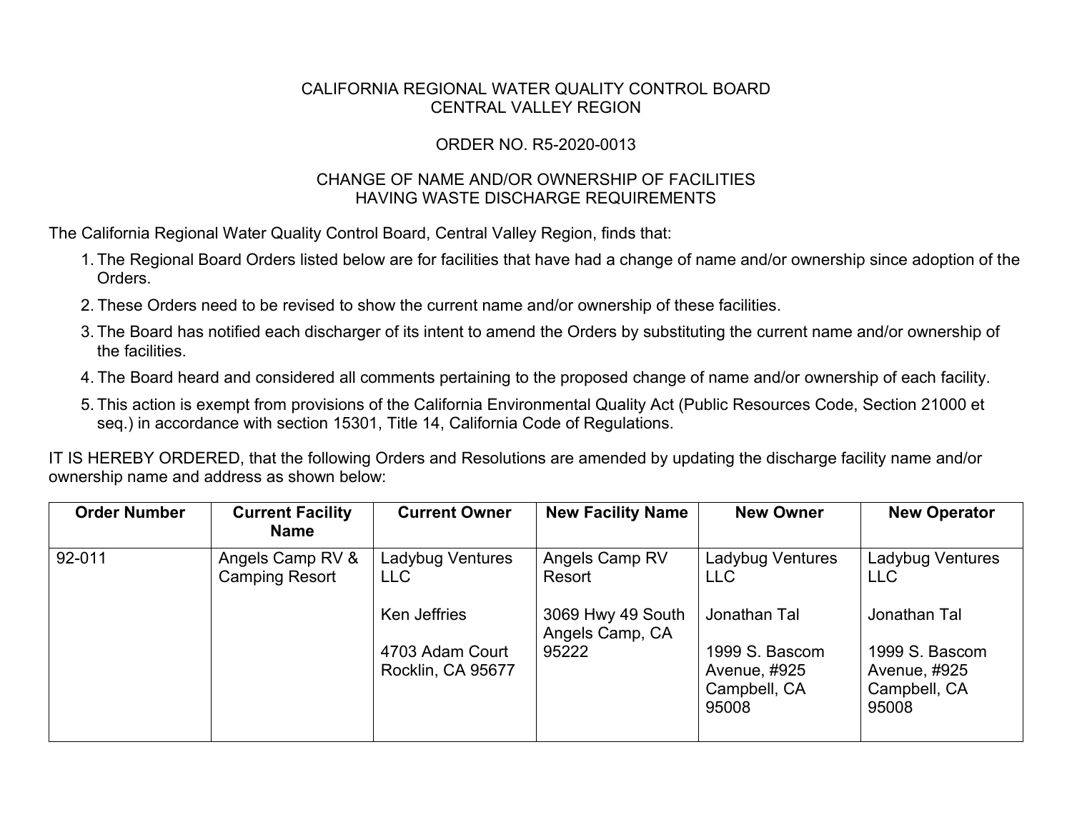CALIFORNIA REGIONAL WATER QUALITY CONTROL BOARD
CENTRAL VALLEY REGION

ORDER NO. R5-2020-0013

CHANGE OF NAME AND/OR OWNERSHIP OF FACILITIES
HAVING WASTE DISCHARGE REQUIREMENTS

The California Regional Water Quality Control Board, Central Valley Region, finds that:

1. The Regional Board Orders listed below are for facilities that have had a change of name and/or ownership since adoption of the Orders.
2. These Orders need to be revised to show the current name and/or ownership of these facilities.
3. The Board has notified each discharger of its intent to amend the Orders by substituting the current name and/or ownership of the facilities.
4. The Board heard and considered all comments pertaining to the proposed change of name and/or ownership of each facility.
5. This action is exempt from provisions of the California Environmental Quality Act (Public Resources Code, Section 21000 et seq.) in accordance with section 15301, Title 14, California Code of Regulations.

IT IS HEREBY ORDERED, that the following Orders and Resolutions are amended by updating the discharge facility name and/or ownership name and address as shown below:

| Order Number | Current Facility Name | Current Owner | New Facility Name | New Owner | New Operator |
|---|---|---|---|---|---|
| 92-011 | Angels Camp RV & Camping Resort | Ladybug Ventures LLC<br><br>Ken Jeffries<br><br>4703 Adam Court<br>Rocklin, CA 95677 | Angels Camp RV Resort<br><br>3069 Hwy 49 South<br>Angels Camp, CA 95222 | Ladybug Ventures LLC<br><br>Jonathan Tal<br><br>1999 S. Bascom Avenue, #925<br>Campbell, CA 95008 | Ladybug Ventures LLC<br><br>Jonathan Tal<br><br>1999 S. Bascom Avenue, #925<br>Campbell, CA 95008 |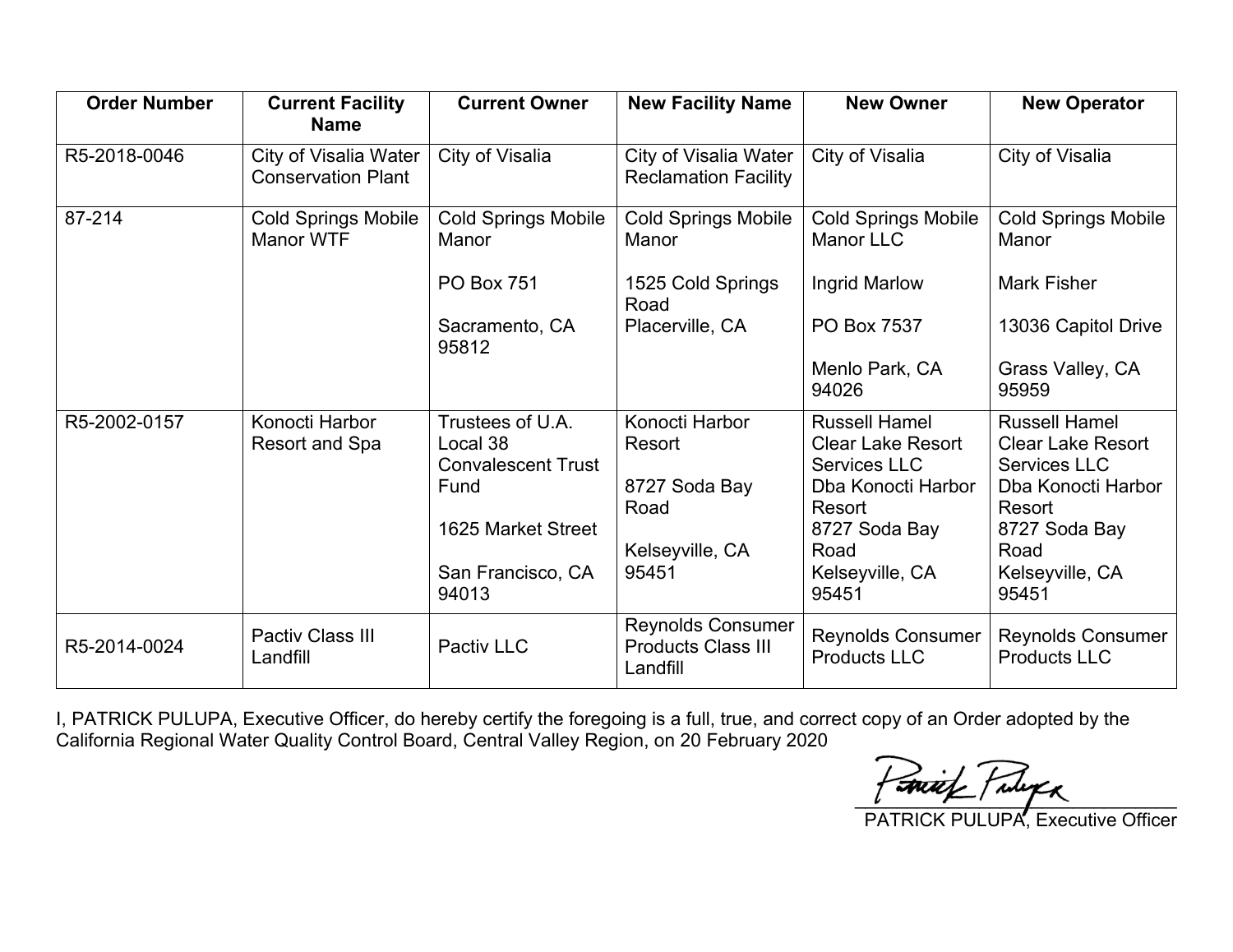| Order Number | Current Facility Name | Current Owner | New Facility Name | New Owner | New Operator |
|---|---|---|---|---|---|
| R5-2018-0046 | City of Visalia Water Conservation Plant | City of Visalia | City of Visalia Water Reclamation Facility | City of Visalia | City of Visalia |
| 87-214 | Cold Springs Mobile Manor WTF | Cold Springs Mobile Manor<br><br>PO Box 751<br><br>Sacramento, CA 95812 | Cold Springs Mobile Manor<br><br>1525 Cold Springs Road<br>Placerville, CA | Cold Springs Mobile Manor LLC<br><br>Ingrid Marlow<br><br>PO Box 7537<br><br>Menlo Park, CA 94026 | Cold Springs Mobile Manor<br><br>Mark Fisher<br><br>13036 Capitol Drive<br><br>Grass Valley, CA 95959 |
| R5-2002-0157 | Konocti Harbor Resort and Spa | Trustees of U.A. Local 38 Convalescent Trust Fund<br><br>1625 Market Street<br><br>San Francisco, CA 94013 | Konocti Harbor Resort<br><br>8727 Soda Bay Road<br><br>Kelseyville, CA 95451 | Russell Hamel<br>Clear Lake Resort Services LLC<br>Dba Konocti Harbor Resort<br>8727 Soda Bay Road<br>Kelseyville, CA 95451 | Russell Hamel<br>Clear Lake Resort Services LLC<br>Dba Konocti Harbor Resort<br>8727 Soda Bay Road<br>Kelseyville, CA 95451 |
| R5-2014-0024 | Pactiv Class III Landfill | Pactiv LLC | Reynolds Consumer Products Class III Landfill | Reynolds Consumer Products LLC | Reynolds Consumer Products LLC |

I, PATRICK PULUPA, Executive Officer, do hereby certify the foregoing is a full, true, and correct copy of an Order adopted by the California Regional Water Quality Control Board, Central Valley Region, on 20 February 2020

PATRICK PULUPA, Executive Officer